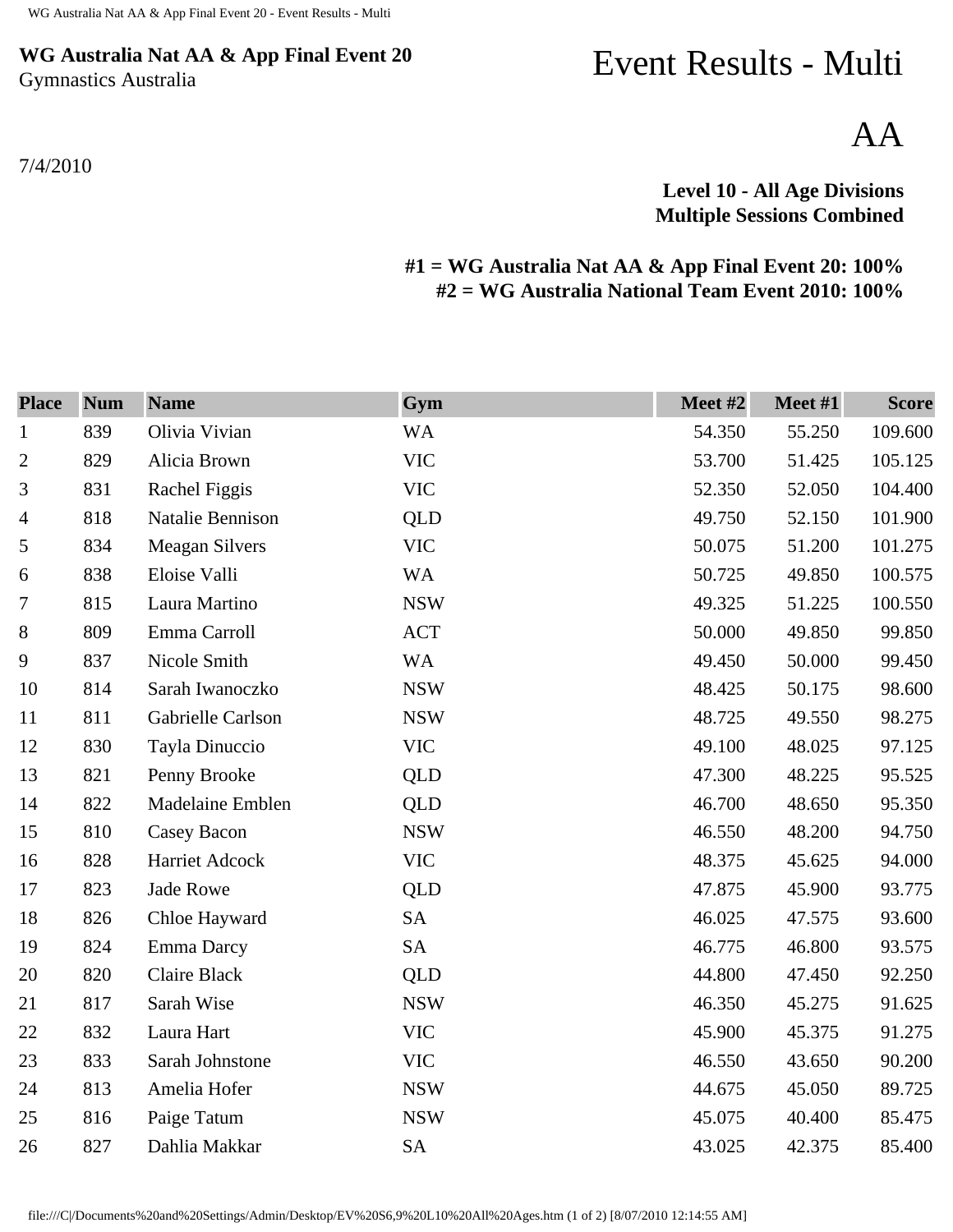**WG Australia Nat AA & App Final Event 20**
Gymnastics Australia

# Event Results - Multi

# AA

7/4/2010

**Level 10 - All Age Divisions**
**Multiple Sessions Combined**

**#1 = WG Australia Nat AA & App Final Event 20: 100%**
**#2 = WG Australia National Team Event 2010: 100%**

| Place | Num | Name | Gym | Meet #2 | Meet #1 | Score |
|---|---|---|---|---|---|---|
| 1 | 839 | Olivia Vivian | WA | 54.350 | 55.250 | 109.600 |
| 2 | 829 | Alicia Brown | VIC | 53.700 | 51.425 | 105.125 |
| 3 | 831 | Rachel Figgis | VIC | 52.350 | 52.050 | 104.400 |
| 4 | 818 | Natalie Bennison | QLD | 49.750 | 52.150 | 101.900 |
| 5 | 834 | Meagan Silvers | VIC | 50.075 | 51.200 | 101.275 |
| 6 | 838 | Eloise Valli | WA | 50.725 | 49.850 | 100.575 |
| 7 | 815 | Laura Martino | NSW | 49.325 | 51.225 | 100.550 |
| 8 | 809 | Emma Carroll | ACT | 50.000 | 49.850 | 99.850 |
| 9 | 837 | Nicole Smith | WA | 49.450 | 50.000 | 99.450 |
| 10 | 814 | Sarah Iwanoczko | NSW | 48.425 | 50.175 | 98.600 |
| 11 | 811 | Gabrielle Carlson | NSW | 48.725 | 49.550 | 98.275 |
| 12 | 830 | Tayla Dinuccio | VIC | 49.100 | 48.025 | 97.125 |
| 13 | 821 | Penny Brooke | QLD | 47.300 | 48.225 | 95.525 |
| 14 | 822 | Madelaine Emblen | QLD | 46.700 | 48.650 | 95.350 |
| 15 | 810 | Casey Bacon | NSW | 46.550 | 48.200 | 94.750 |
| 16 | 828 | Harriet Adcock | VIC | 48.375 | 45.625 | 94.000 |
| 17 | 823 | Jade Rowe | QLD | 47.875 | 45.900 | 93.775 |
| 18 | 826 | Chloe Hayward | SA | 46.025 | 47.575 | 93.600 |
| 19 | 824 | Emma Darcy | SA | 46.775 | 46.800 | 93.575 |
| 20 | 820 | Claire Black | QLD | 44.800 | 47.450 | 92.250 |
| 21 | 817 | Sarah Wise | NSW | 46.350 | 45.275 | 91.625 |
| 22 | 832 | Laura Hart | VIC | 45.900 | 45.375 | 91.275 |
| 23 | 833 | Sarah Johnstone | VIC | 46.550 | 43.650 | 90.200 |
| 24 | 813 | Amelia Hofer | NSW | 44.675 | 45.050 | 89.725 |
| 25 | 816 | Paige Tatum | NSW | 45.075 | 40.400 | 85.475 |
| 26 | 827 | Dahlia Makkar | SA | 43.025 | 42.375 | 85.400 |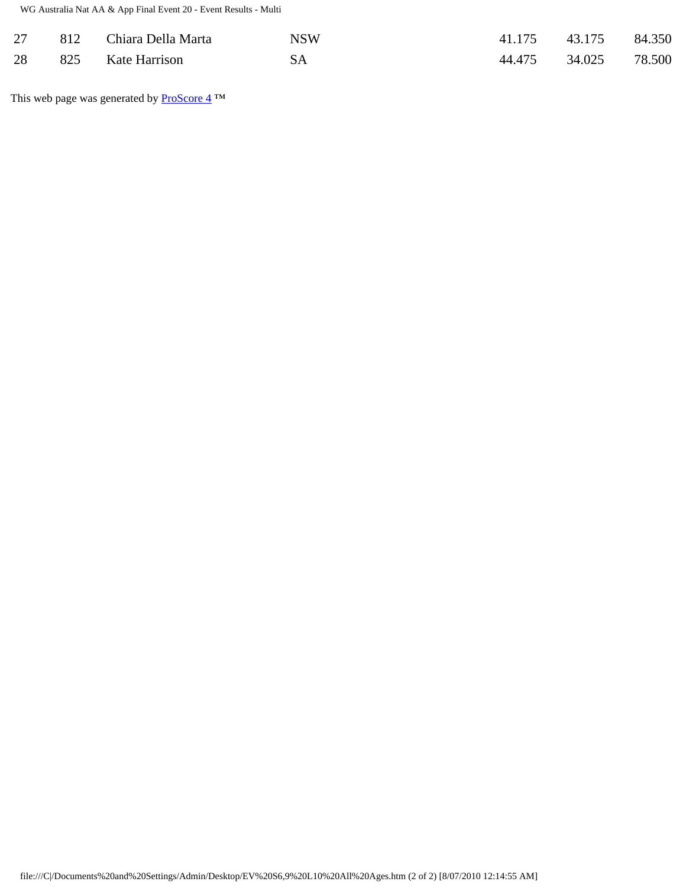| | | | | | | |
|---|---|---|---|---|---|---|
| 27 | 812 | Chiara Della Marta | NSW | 41.175 | 43.175 | 84.350 |
| 28 | 825 | Kate Harrison | SA | 44.475 | 34.025 | 78.500 |

This web page was generated by ProScore 4 ™